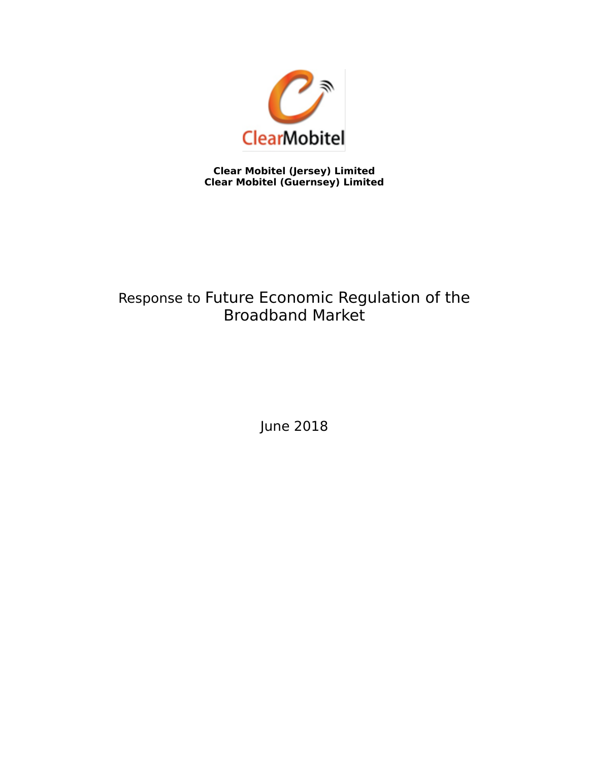ClearMobitel

**Clear Mobitel (Jersey) Limited**
**Clear Mobitel (Guernsey) Limited**

# Response to Future Economic Regulation of the Broadband Market

June 2018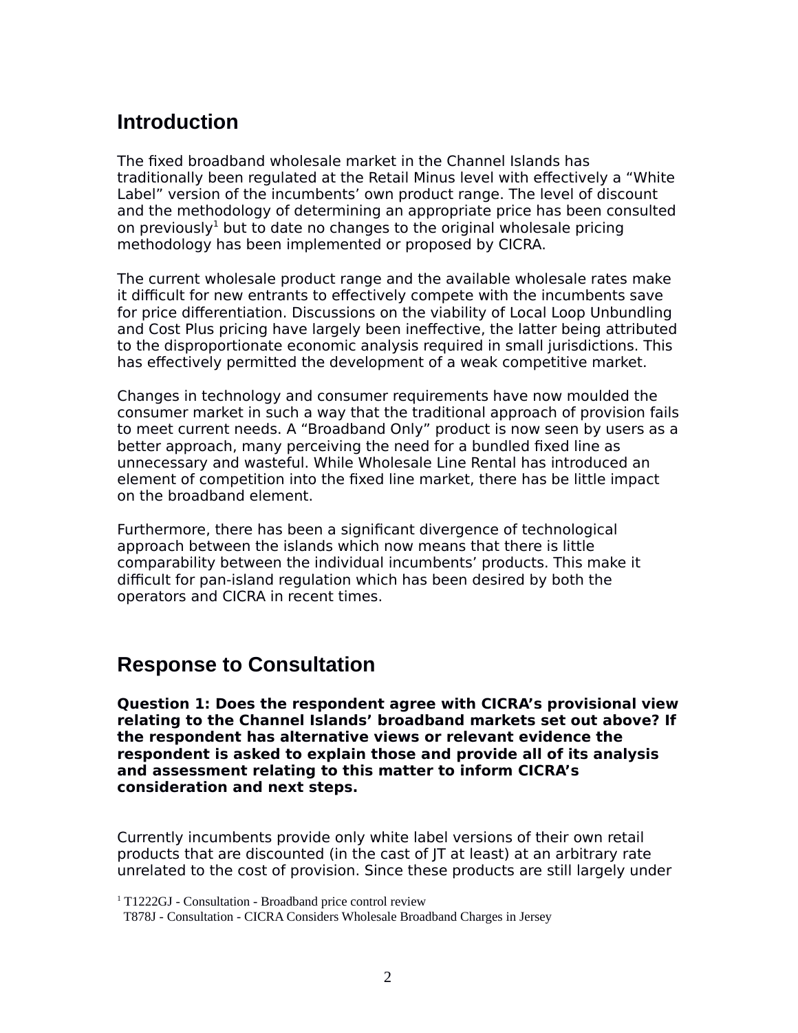## Introduction

The fixed broadband wholesale market in the Channel Islands has traditionally been regulated at the Retail Minus level with effectively a "White Label" version of the incumbents' own product range. The level of discount and the methodology of determining an appropriate price has been consulted on previously[1] but to date no changes to the original wholesale pricing methodology has been implemented or proposed by CICRA.

The current wholesale product range and the available wholesale rates make it difficult for new entrants to effectively compete with the incumbents save for price differentiation. Discussions on the viability of Local Loop Unbundling and Cost Plus pricing have largely been ineffective, the latter being attributed to the disproportionate economic analysis required in small jurisdictions. This has effectively permitted the development of a weak competitive market.

Changes in technology and consumer requirements have now moulded the consumer market in such a way that the traditional approach of provision fails to meet current needs. A "Broadband Only" product is now seen by users as a better approach, many perceiving the need for a bundled fixed line as unnecessary and wasteful. While Wholesale Line Rental has introduced an element of competition into the fixed line market, there has be little impact on the broadband element.

Furthermore, there has been a significant divergence of technological approach between the islands which now means that there is little comparability between the individual incumbents' products. This make it difficult for pan-island regulation which has been desired by both the operators and CICRA in recent times.

## Response to Consultation

**Question 1: Does the respondent agree with CICRA's provisional view relating to the Channel Islands' broadband markets set out above? If the respondent has alternative views or relevant evidence the respondent is asked to explain those and provide all of its analysis and assessment relating to this matter to inform CICRA's consideration and next steps.**

Currently incumbents provide only white label versions of their own retail products that are discounted (in the cast of JT at least) at an arbitrary rate unrelated to the cost of provision. Since these products are still largely under

[1] T1222GJ - Consultation - Broadband price control review
T878J - Consultation - CICRA Considers Wholesale Broadband Charges in Jersey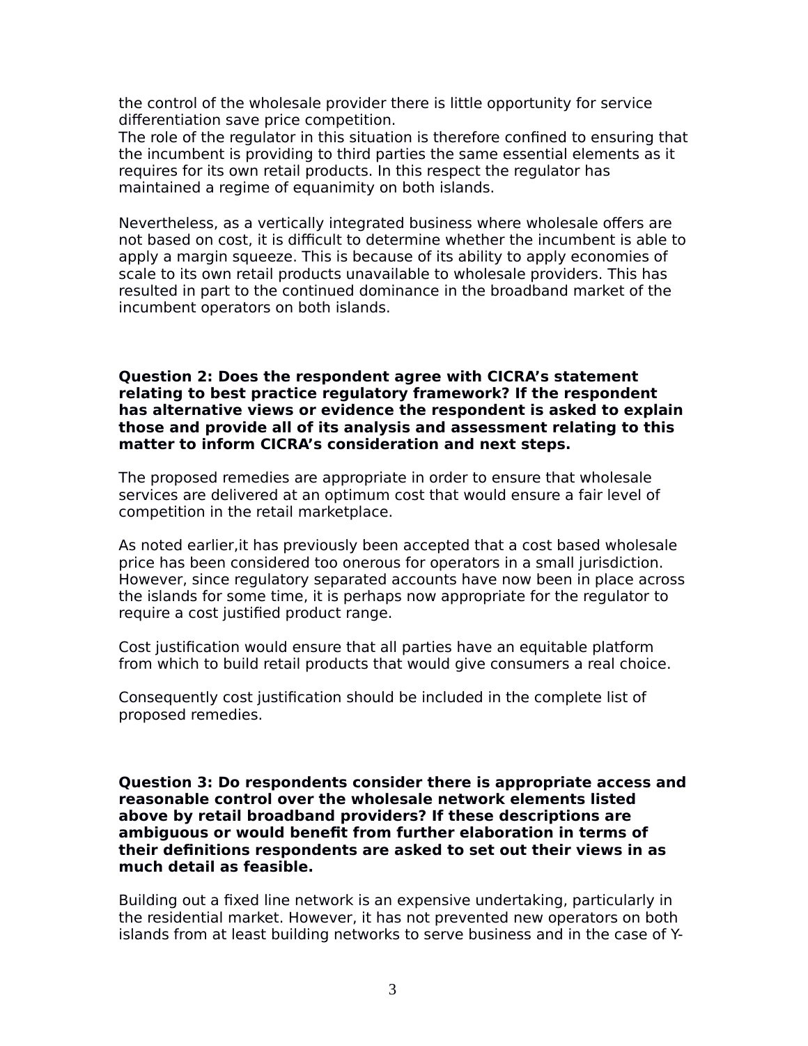the control of the wholesale provider there is little opportunity for service differentiation save price competition.
The role of the regulator in this situation is therefore confined to ensuring that the incumbent is providing to third parties the same essential elements as it requires for its own retail products. In this respect the regulator has maintained a regime of equanimity on both islands.

Nevertheless, as a vertically integrated business where wholesale offers are not based on cost, it is difficult to determine whether the incumbent is able to apply a margin squeeze. This is because of its ability to apply economies of scale to its own retail products unavailable to wholesale providers. This has resulted in part to the continued dominance in the broadband market of the incumbent operators on both islands.

**Question 2: Does the respondent agree with CICRA's statement relating to best practice regulatory framework? If the respondent has alternative views or evidence the respondent is asked to explain those and provide all of its analysis and assessment relating to this matter to inform CICRA's consideration and next steps.**

The proposed remedies are appropriate in order to ensure that wholesale services are delivered at an optimum cost that would ensure a fair level of competition in the retail marketplace.

As noted earlier,it has previously been accepted that a cost based wholesale price has been considered too onerous for operators in a small jurisdiction. However, since regulatory separated accounts have now been in place across the islands for some time, it is perhaps now appropriate for the regulator to require a cost justified product range.

Cost justification would ensure that all parties have an equitable platform from which to build retail products that would give consumers a real choice.

Consequently cost justification should be included in the complete list of proposed remedies.

**Question 3: Do respondents consider there is appropriate access and reasonable control over the wholesale network elements listed above by retail broadband providers? If these descriptions are ambiguous or would benefit from further elaboration in terms of their definitions respondents are asked to set out their views in as much detail as feasible.**

Building out a fixed line network is an expensive undertaking, particularly in the residential market. However, it has not prevented new operators on both islands from at least building networks to serve business and in the case of Y-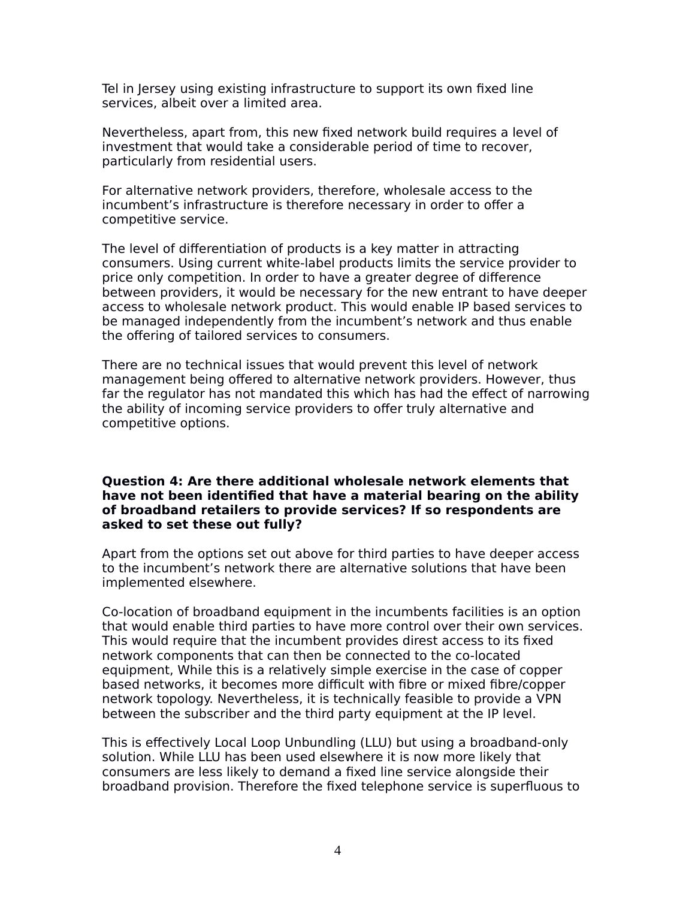Tel in Jersey using existing infrastructure to support its own fixed line services, albeit over a limited area.

Nevertheless, apart from, this new fixed network build requires a level of investment that would take a considerable period of time to recover, particularly from residential users.

For alternative network providers, therefore, wholesale access to the incumbent's infrastructure is therefore necessary in order to offer a competitive service.

The level of differentiation of products is a key matter in attracting consumers. Using current white-label products limits the service provider to price only competition. In order to have a greater degree of difference between providers, it would be necessary for the new entrant to have deeper access to wholesale network product. This would enable IP based services to be managed independently from the incumbent's network and thus enable the offering of tailored services to consumers.

There are no technical issues that would prevent this level of network management being offered to alternative network providers. However, thus far the regulator has not mandated this which has had the effect of narrowing the ability of incoming service providers to offer truly alternative and competitive options.

**Question 4: Are there additional wholesale network elements that have not been identified that have a material bearing on the ability of broadband retailers to provide services? If so respondents are asked to set these out fully?**

Apart from the options set out above for third parties to have deeper access to the incumbent's network there are alternative solutions that have been implemented elsewhere.

Co-location of broadband equipment in the incumbents facilities is an option that would enable third parties to have more control over their own services. This would require that the incumbent provides direst access to its fixed network components that can then be connected to the co-located equipment, While this is a relatively simple exercise in the case of copper based networks, it becomes more difficult with fibre or mixed fibre/copper network topology. Nevertheless, it is technically feasible to provide a VPN between the subscriber and the third party equipment at the IP level.

This is effectively Local Loop Unbundling (LLU) but using a broadband-only solution. While LLU has been used elsewhere it is now more likely that consumers are less likely to demand a fixed line service alongside their broadband provision. Therefore the fixed telephone service is superfluous to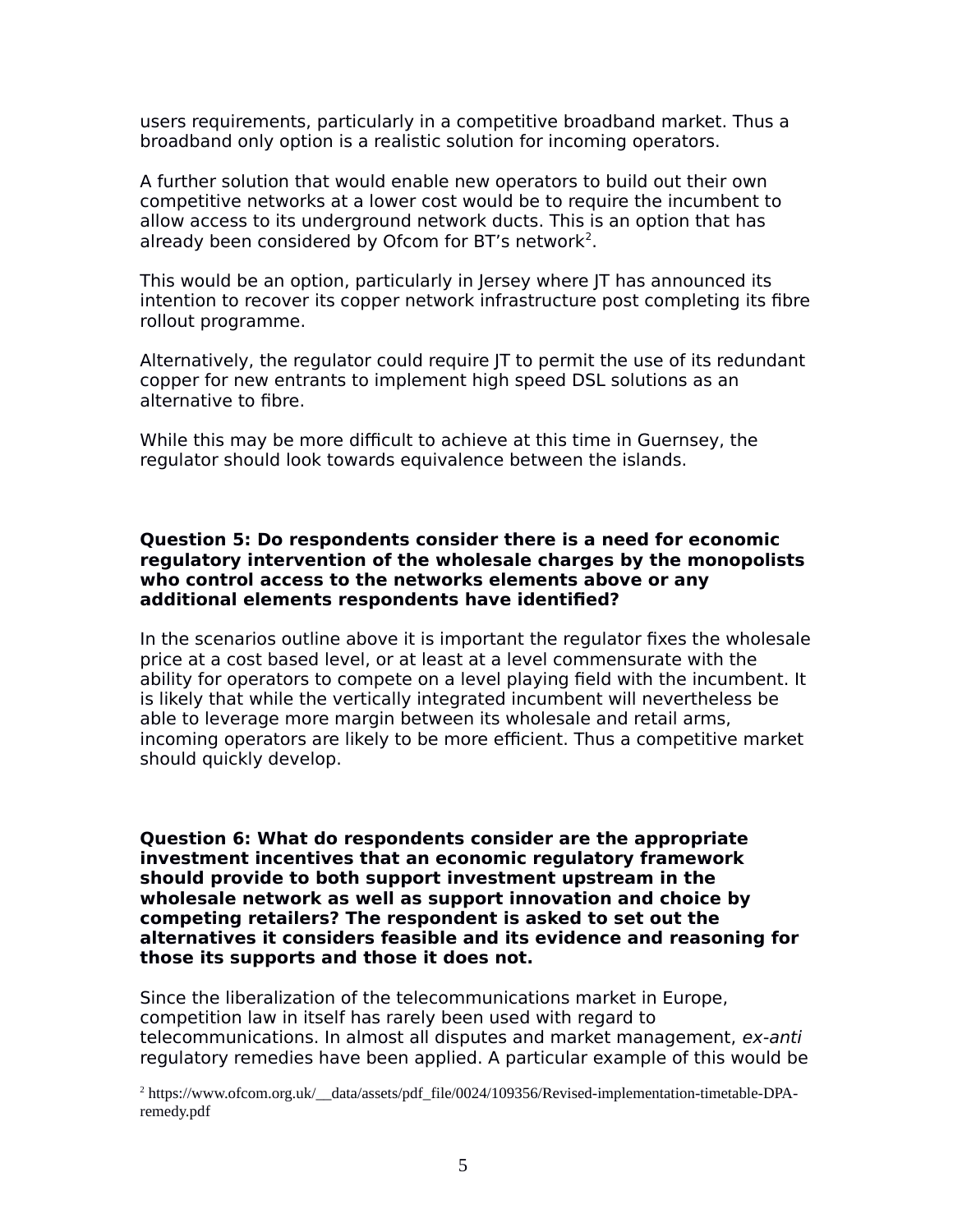users requirements, particularly in a competitive broadband market. Thus a broadband only option is a realistic solution for incoming operators.

A further solution that would enable new operators to build out their own competitive networks at a lower cost would be to require the incumbent to allow access to its underground network ducts. This is an option that has already been considered by Ofcom for BT's network[2].

This would be an option, particularly in Jersey where JT has announced its intention to recover its copper network infrastructure post completing its fibre rollout programme.

Alternatively, the regulator could require JT to permit the use of its redundant copper for new entrants to implement high speed DSL solutions as an alternative to fibre.

While this may be more difficult to achieve at this time in Guernsey, the regulator should look towards equivalence between the islands.

**Question 5: Do respondents consider there is a need for economic regulatory intervention of the wholesale charges by the monopolists who control access to the networks elements above or any additional elements respondents have identified?**

In the scenarios outline above it is important the regulator fixes the wholesale price at a cost based level, or at least at a level commensurate with the ability for operators to compete on a level playing field with the incumbent. It is likely that while the vertically integrated incumbent will nevertheless be able to leverage more margin between its wholesale and retail arms, incoming operators are likely to be more efficient. Thus a competitive market should quickly develop.

**Question 6: What do respondents consider are the appropriate investment incentives that an economic regulatory framework should provide to both support investment upstream in the wholesale network as well as support innovation and choice by competing retailers? The respondent is asked to set out the alternatives it considers feasible and its evidence and reasoning for those its supports and those it does not.**

Since the liberalization of the telecommunications market in Europe, competition law in itself has rarely been used with regard to telecommunications. In almost all disputes and market management, *ex-anti* regulatory remedies have been applied. A particular example of this would be

[2] https://www.ofcom.org.uk/__data/assets/pdf_file/0024/109356/Revised-implementation-timetable-DPA-remedy.pdf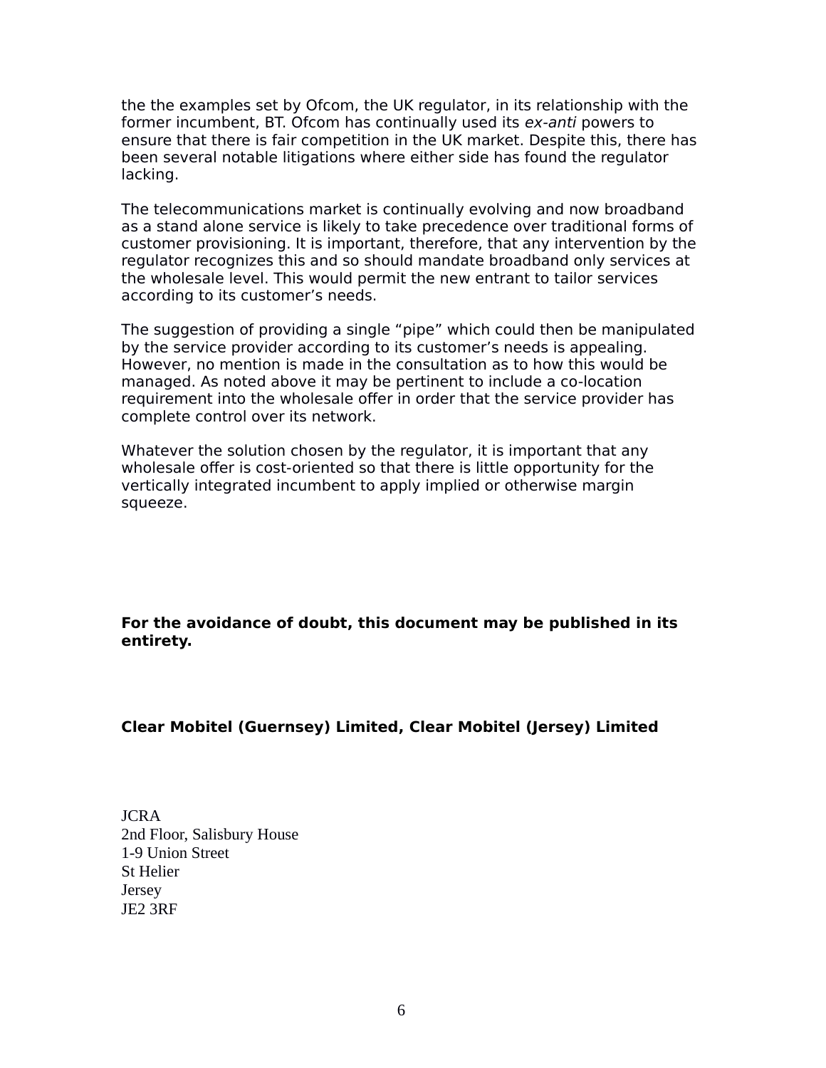the the examples set by Ofcom, the UK regulator, in its relationship with the former incumbent, BT. Ofcom has continually used its *ex-anti* powers to ensure that there is fair competition in the UK market. Despite this, there has been several notable litigations where either side has found the regulator lacking.

The telecommunications market is continually evolving and now broadband as a stand alone service is likely to take precedence over traditional forms of customer provisioning. It is important, therefore, that any intervention by the regulator recognizes this and so should mandate broadband only services at the wholesale level. This would permit the new entrant to tailor services according to its customer's needs.

The suggestion of providing a single "pipe" which could then be manipulated by the service provider according to its customer's needs is appealing. However, no mention is made in the consultation as to how this would be managed. As noted above it may be pertinent to include a co-location requirement into the wholesale offer in order that the service provider has complete control over its network.

Whatever the solution chosen by the regulator, it is important that any wholesale offer is cost-oriented so that there is little opportunity for the vertically integrated incumbent to apply implied or otherwise margin squeeze.

**For the avoidance of doubt, this document may be published in its entirety.**

**Clear Mobitel (Guernsey) Limited, Clear Mobitel (Jersey) Limited**

JCRA
2nd Floor, Salisbury House
1-9 Union Street
St Helier
Jersey
JE2 3RF